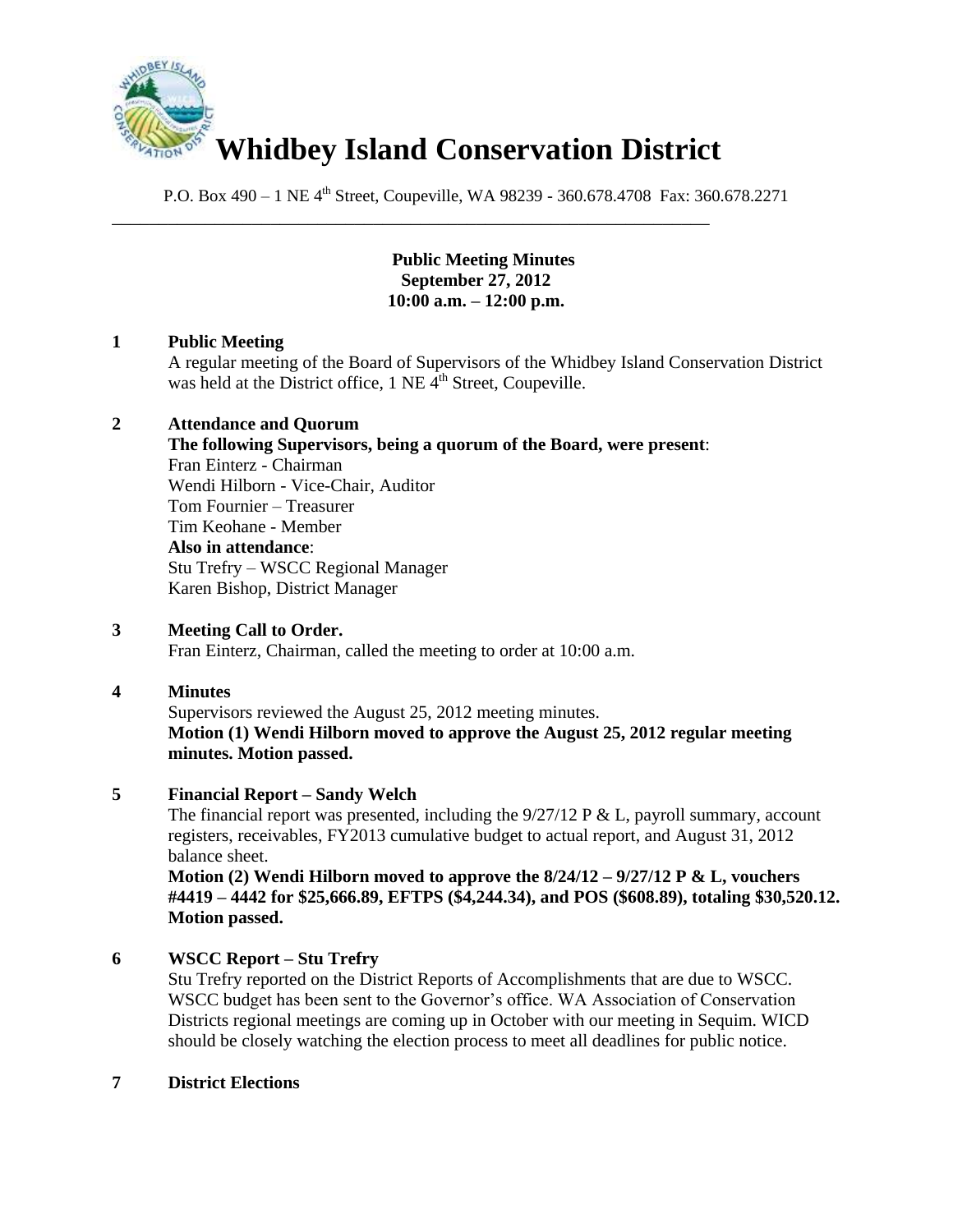# Whidbey Island Conservation District

P.O. Box 490 – 1 NE 4th Street, Coupeville, WA 98239 - 360.678.4708 Fax: 360.678.2271

---

**Public Meeting Minutes**
**September 27, 2012**
**10:00 a.m. – 12:00 p.m.**

**1 Public Meeting**

A regular meeting of the Board of Supervisors of the Whidbey Island Conservation District was held at the District office, 1 NE 4th Street, Coupeville.

**2 Attendance and Quorum**

**The following Supervisors, being a quorum of the Board, were present**:
Fran Einterz - Chairman
Wendi Hilborn - Vice-Chair, Auditor
Tom Fournier – Treasurer
Tim Keohane - Member
**Also in attendance**:
Stu Trefry – WSCC Regional Manager
Karen Bishop, District Manager

**3 Meeting Call to Order.**

Fran Einterz, Chairman, called the meeting to order at 10:00 a.m.

**4 Minutes**

Supervisors reviewed the August 25, 2012 meeting minutes.
**Motion (1) Wendi Hilborn moved to approve the August 25, 2012 regular meeting minutes. Motion passed.**

**5 Financial Report – Sandy Welch**

The financial report was presented, including the 9/27/12 P & L, payroll summary, account registers, receivables, FY2013 cumulative budget to actual report, and August 31, 2012 balance sheet.
**Motion (2) Wendi Hilborn moved to approve the 8/24/12 – 9/27/12 P & L, vouchers #4419 – 4442 for $25,666.89, EFTPS ($4,244.34), and POS ($608.89), totaling $30,520.12. Motion passed.**

**6 WSCC Report – Stu Trefry**

Stu Trefry reported on the District Reports of Accomplishments that are due to WSCC. WSCC budget has been sent to the Governor's office. WA Association of Conservation Districts regional meetings are coming up in October with our meeting in Sequim. WICD should be closely watching the election process to meet all deadlines for public notice.

**7 District Elections**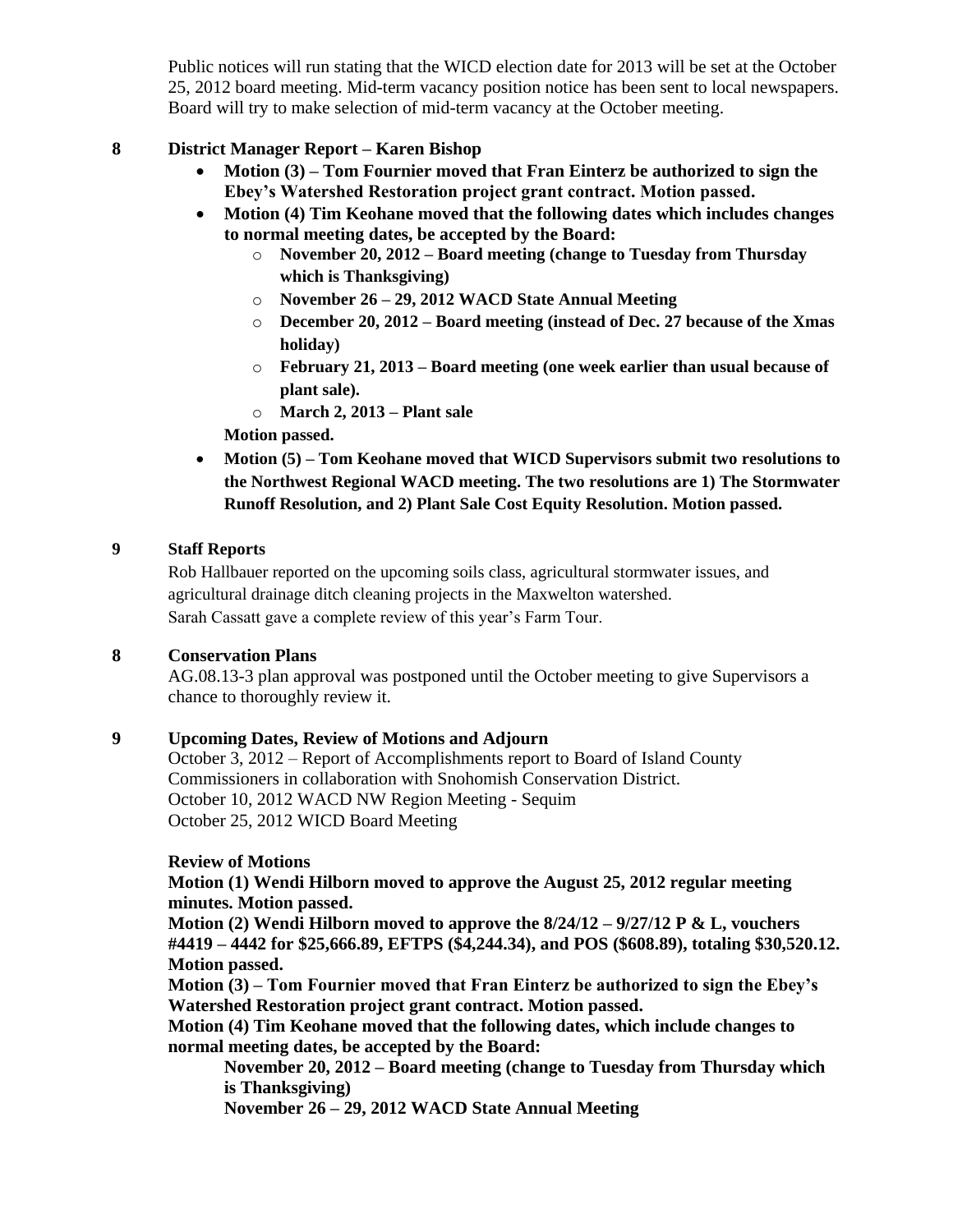Public notices will run stating that the WICD election date for 2013 will be set at the October 25, 2012 board meeting. Mid-term vacancy position notice has been sent to local newspapers. Board will try to make selection of mid-term vacancy at the October meeting.

## 8 District Manager Report – Karen Bishop

- **Motion (3) – Tom Fournier moved that Fran Einterz be authorized to sign the Ebey's Watershed Restoration project grant contract. Motion passed.**
- **Motion (4) Tim Keohane moved that the following dates which includes changes to normal meeting dates, be accepted by the Board:**
    - **November 20, 2012 – Board meeting (change to Tuesday from Thursday which is Thanksgiving)**
    - **November 26 – 29, 2012 WACD State Annual Meeting**
    - **December 20, 2012 – Board meeting (instead of Dec. 27 because of the Xmas holiday)**
    - **February 21, 2013 – Board meeting (one week earlier than usual because of plant sale).**
    - **March 2, 2013 – Plant sale**

  **Motion passed.**
- **Motion (5) – Tom Keohane moved that WICD Supervisors submit two resolutions to the Northwest Regional WACD meeting. The two resolutions are 1) The Stormwater Runoff Resolution, and 2) Plant Sale Cost Equity Resolution. Motion passed.**

## 9 Staff Reports

Rob Hallbauer reported on the upcoming soils class, agricultural stormwater issues, and agricultural drainage ditch cleaning projects in the Maxwelton watershed.
Sarah Cassatt gave a complete review of this year's Farm Tour.

## 8 Conservation Plans

AG.08.13-3 plan approval was postponed until the October meeting to give Supervisors a chance to thoroughly review it.

## 9 Upcoming Dates, Review of Motions and Adjourn

October 3, 2012 – Report of Accomplishments report to Board of Island County Commissioners in collaboration with Snohomish Conservation District.
October 10, 2012 WACD NW Region Meeting - Sequim
October 25, 2012 WICD Board Meeting

**Review of Motions**

**Motion (1) Wendi Hilborn moved to approve the August 25, 2012 regular meeting minutes. Motion passed.**

**Motion (2) Wendi Hilborn moved to approve the 8/24/12 – 9/27/12 P & L, vouchers #4419 – 4442 for $25,666.89, EFTPS ($4,244.34), and POS ($608.89), totaling $30,520.12. Motion passed.**

**Motion (3) – Tom Fournier moved that Fran Einterz be authorized to sign the Ebey's Watershed Restoration project grant contract. Motion passed.**

**Motion (4) Tim Keohane moved that the following dates, which include changes to normal meeting dates, be accepted by the Board:**

**November 20, 2012 – Board meeting (change to Tuesday from Thursday which is Thanksgiving)**

**November 26 – 29, 2012 WACD State Annual Meeting**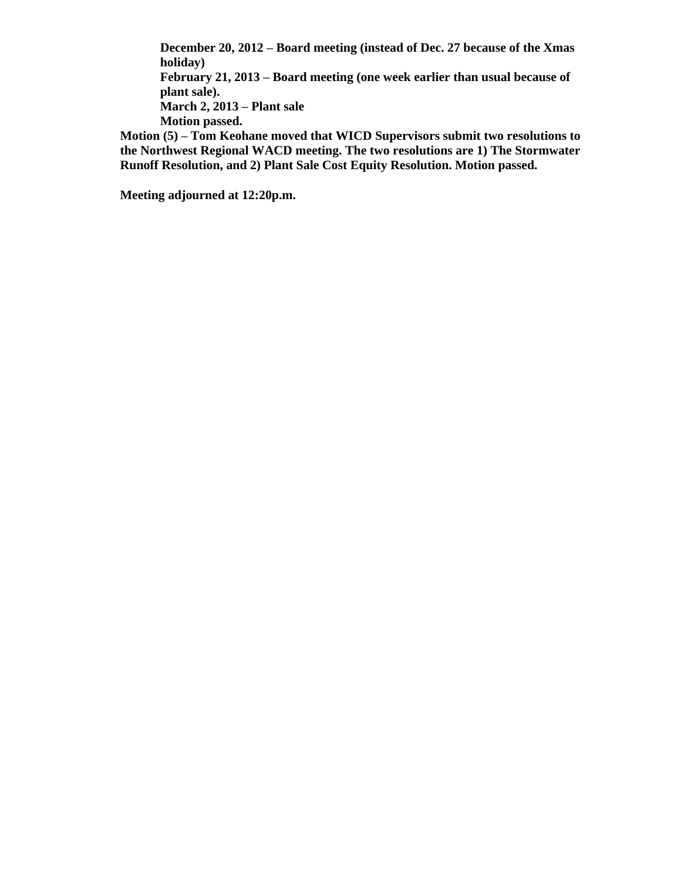**December 20, 2012 – Board meeting (instead of Dec. 27 because of the Xmas holiday)**
**February 21, 2013 – Board meeting (one week earlier than usual because of plant sale).**
**March 2, 2013 – Plant sale**
**Motion passed.**

**Motion (5) – Tom Keohane moved that WICD Supervisors submit two resolutions to the Northwest Regional WACD meeting. The two resolutions are 1) The Stormwater Runoff Resolution, and 2) Plant Sale Cost Equity Resolution. Motion passed.**

**Meeting adjourned at 12:20p.m.**